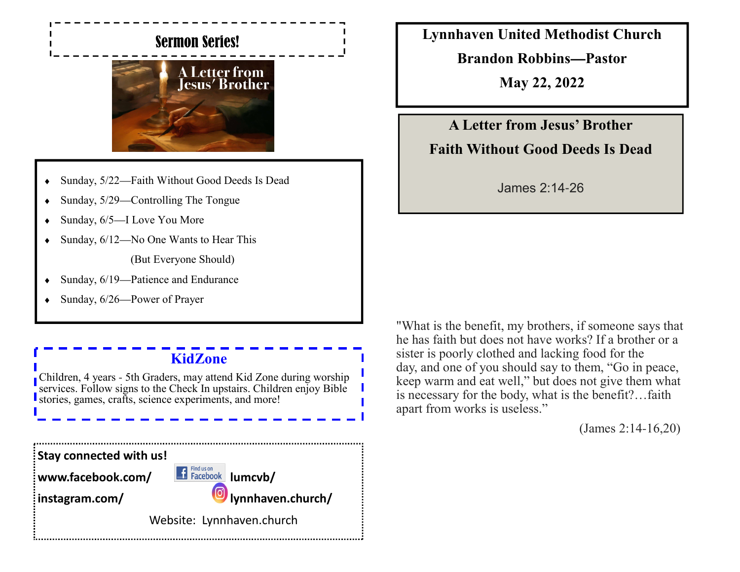## Sermon Series!

A Letter from Jesus' Brother

- Sunday, 5/22—Faith Without Good Deeds Is Dead
- Sunday, 5/29—Controlling The Tongue
- Sunday, 6/5—I Love You More
- Sunday, 6/12—No One Wants to Hear This (But Everyone Should)
- Sunday, 6/19—Patience and Endurance
- Sunday, 6/26—Power of Prayer

## KidZone

Children, 4 years - 5th Graders, may attend Kid Zone during worship services. Follow signs to the Check In upstairs. Children enjoy Bible stories, games, crafts, science experiments, and more!

**Stay connected with us!**

**www.facebook.com/lumcvb/**

**instagram.com/lynnhaven.church/**

Website: Lynnhaven.church

# Lynnhaven United Methodist Church

**Brandon Robbins—Pastor**

**May 22, 2022**

## A Letter from Jesus' Brother

## Faith Without Good Deeds Is Dead

James 2:14-26

"What is the benefit, my brothers, if someone says that he has faith but does not have works? If a brother or a sister is poorly clothed and lacking food for the day, and one of you should say to them, "Go in peace, keep warm and eat well," but does not give them what is necessary for the body, what is the benefit?…faith apart from works is useless."

(James 2:14-16,20)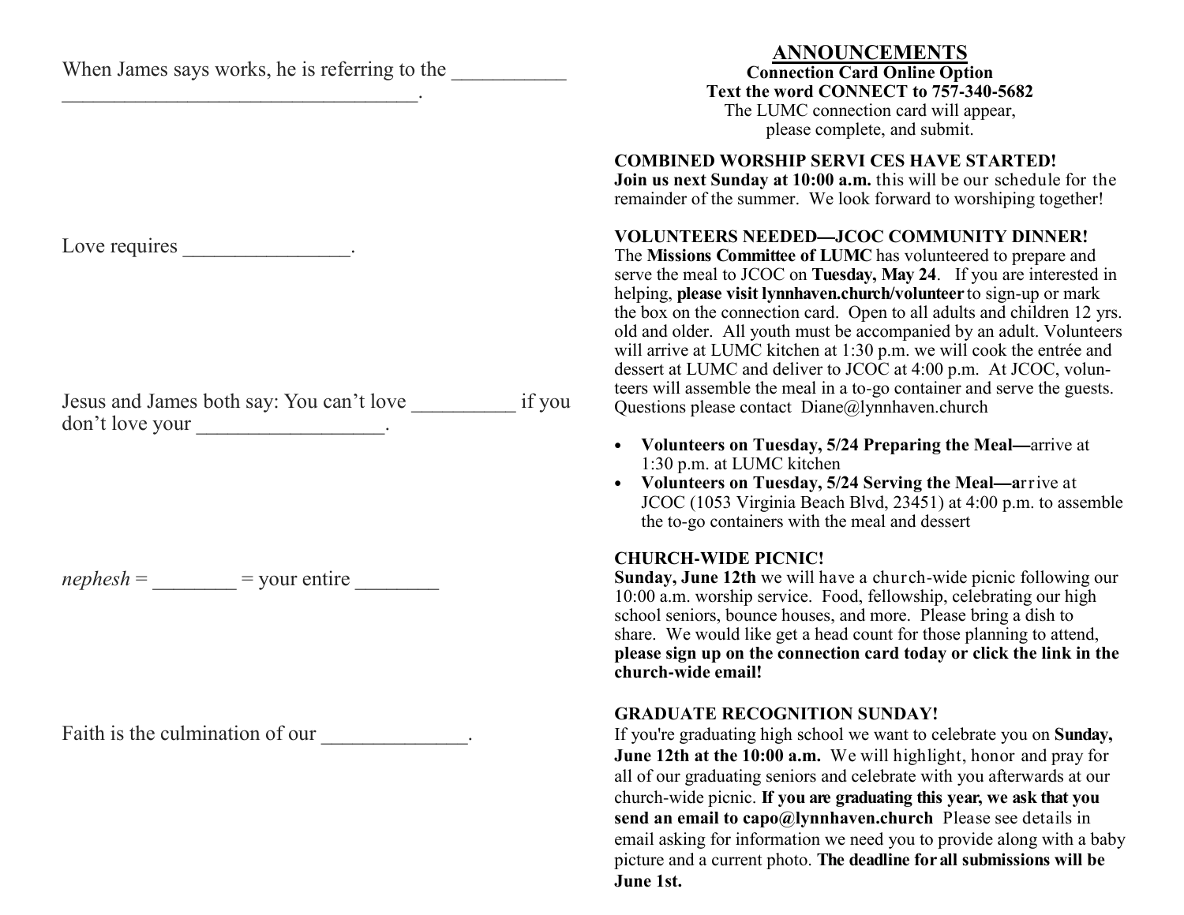When James says works, he is referring to the ___________ ___________________________________.

Love requires ________________.

Jesus and James both say: You can't love __________ if you don't love your __________________.

*nephesh* = ________ = your entire ________

Faith is the culmination of our ______________.

## ANNOUNCEMENTS

**Connection Card Online Option**
**Text the word CONNECT to 757-340-5682**
The LUMC connection card will appear, please complete, and submit.

**COMBINED WORSHIP SERVI CES HAVE STARTED!**
**Join us next Sunday at 10:00 a.m.** this will be our schedule for the remainder of the summer. We look forward to worshiping together!

**VOLUNTEERS NEEDED—JCOC COMMUNITY DINNER!**
The **Missions Committee of LUMC** has volunteered to prepare and serve the meal to JCOC on **Tuesday, May 24**. If you are interested in helping, **please visit lynnhaven.church/volunteer** to sign-up or mark the box on the connection card. Open to all adults and children 12 yrs. old and older. All youth must be accompanied by an adult. Volunteers will arrive at LUMC kitchen at 1:30 p.m. we will cook the entrée and dessert at LUMC and deliver to JCOC at 4:00 p.m. At JCOC, volunteers will assemble the meal in a to-go container and serve the guests. Questions please contact Diane@lynnhaven.church

- **Volunteers on Tuesday, 5/24 Preparing the Meal—**arrive at 1:30 p.m. at LUMC kitchen
- **Volunteers on Tuesday, 5/24 Serving the Meal—a**rrive at JCOC (1053 Virginia Beach Blvd, 23451) at 4:00 p.m. to assemble the to-go containers with the meal and dessert

**CHURCH-WIDE PICNIC!**
**Sunday, June 12th** we will have a church-wide picnic following our 10:00 a.m. worship service. Food, fellowship, celebrating our high school seniors, bounce houses, and more. Please bring a dish to share. We would like get a head count for those planning to attend, **please sign up on the connection card today or click the link in the church-wide email!**

**GRADUATE RECOGNITION SUNDAY!**
If you're graduating high school we want to celebrate you on **Sunday, June 12th at the 10:00 a.m.** We will highlight, honor and pray for all of our graduating seniors and celebrate with you afterwards at our church-wide picnic. **If you are graduating this year, we ask that you send an email to capo@lynnhaven.church** Please see details in email asking for information we need you to provide along with a baby picture and a current photo. **The deadline for all submissions will be June 1st.**